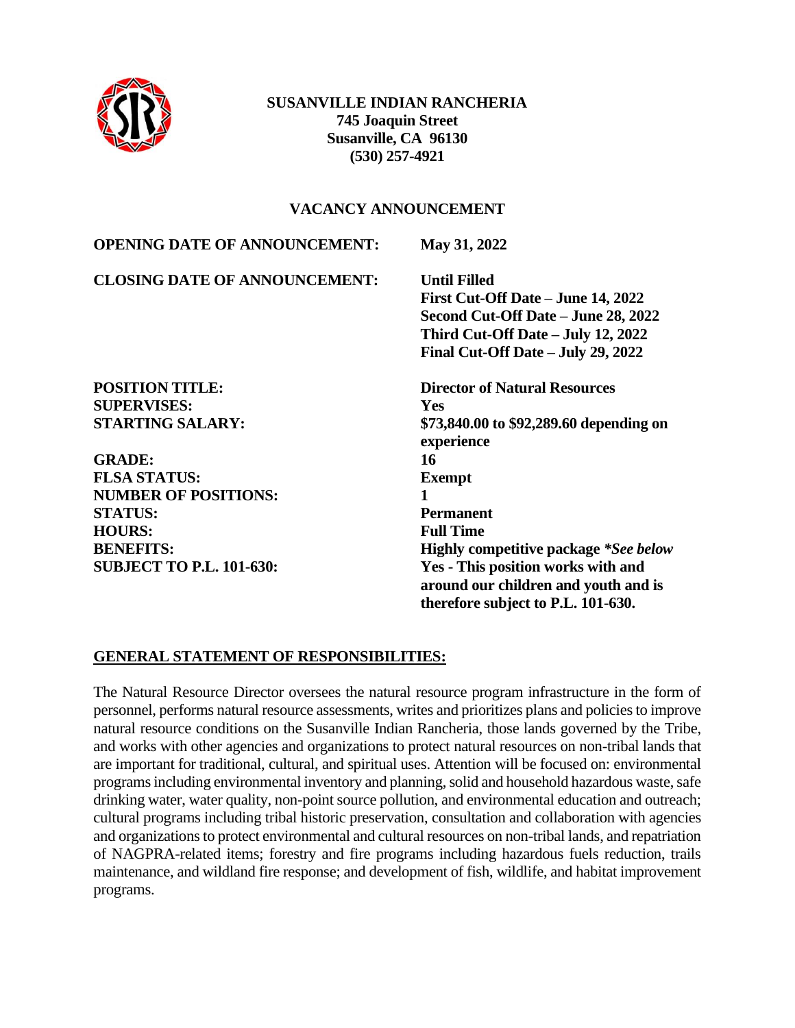**SUSANVILLE INDIAN RANCHERIA**
**745 Joaquin Street**
**Susanville, CA 96130**
**(530) 257-4921**

## VACANCY ANNOUNCEMENT

| | |
|---|---|
| **OPENING DATE OF ANNOUNCEMENT:** | **May 31, 2022** |
| **CLOSING DATE OF ANNOUNCEMENT:** | **Until Filled**<br>**First Cut-Off Date – June 14, 2022**<br>**Second Cut-Off Date – June 28, 2022**<br>**Third Cut-Off Date – July 12, 2022**<br>**Final Cut-Off Date – July 29, 2022** |
| **POSITION TITLE:** | **Director of Natural Resources** |
| **SUPERVISES:** | **Yes** |
| **STARTING SALARY:** | **$73,840.00 to $92,289.60 depending on experience** |
| **GRADE:** | **16** |
| **FLSA STATUS:** | **Exempt** |
| **NUMBER OF POSITIONS:** | **1** |
| **STATUS:** | **Permanent** |
| **HOURS:** | **Full Time** |
| **BENEFITS:** | **Highly competitive package *\*See below*** |
| **SUBJECT TO P.L. 101-630:** | **Yes - This position works with and around our children and youth and is therefore subject to P.L. 101-630.** |

## GENERAL STATEMENT OF RESPONSIBILITIES:

The Natural Resource Director oversees the natural resource program infrastructure in the form of personnel, performs natural resource assessments, writes and prioritizes plans and policies to improve natural resource conditions on the Susanville Indian Rancheria, those lands governed by the Tribe, and works with other agencies and organizations to protect natural resources on non-tribal lands that are important for traditional, cultural, and spiritual uses. Attention will be focused on: environmental programs including environmental inventory and planning, solid and household hazardous waste, safe drinking water, water quality, non-point source pollution, and environmental education and outreach; cultural programs including tribal historic preservation, consultation and collaboration with agencies and organizations to protect environmental and cultural resources on non-tribal lands, and repatriation of NAGPRA-related items; forestry and fire programs including hazardous fuels reduction, trails maintenance, and wildland fire response; and development of fish, wildlife, and habitat improvement programs.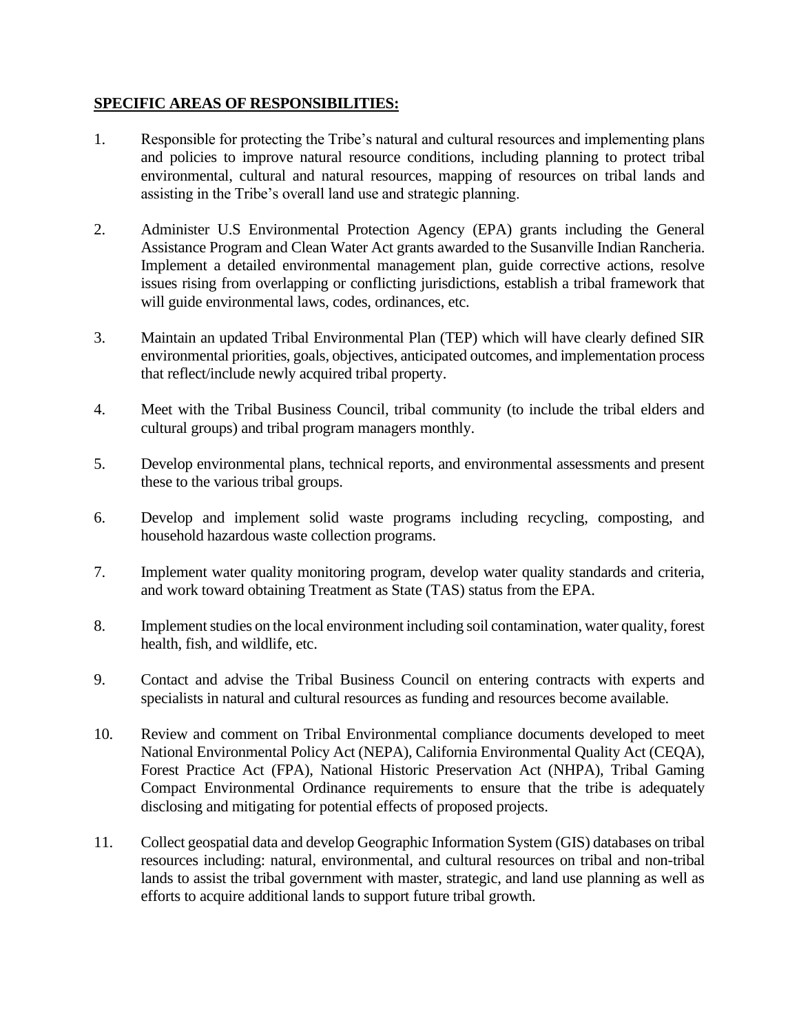**SPECIFIC AREAS OF RESPONSIBILITIES:**

1. Responsible for protecting the Tribe's natural and cultural resources and implementing plans and policies to improve natural resource conditions, including planning to protect tribal environmental, cultural and natural resources, mapping of resources on tribal lands and assisting in the Tribe's overall land use and strategic planning.

2. Administer U.S Environmental Protection Agency (EPA) grants including the General Assistance Program and Clean Water Act grants awarded to the Susanville Indian Rancheria. Implement a detailed environmental management plan, guide corrective actions, resolve issues rising from overlapping or conflicting jurisdictions, establish a tribal framework that will guide environmental laws, codes, ordinances, etc.

3. Maintain an updated Tribal Environmental Plan (TEP) which will have clearly defined SIR environmental priorities, goals, objectives, anticipated outcomes, and implementation process that reflect/include newly acquired tribal property.

4. Meet with the Tribal Business Council, tribal community (to include the tribal elders and cultural groups) and tribal program managers monthly.

5. Develop environmental plans, technical reports, and environmental assessments and present these to the various tribal groups.

6. Develop and implement solid waste programs including recycling, composting, and household hazardous waste collection programs.

7. Implement water quality monitoring program, develop water quality standards and criteria, and work toward obtaining Treatment as State (TAS) status from the EPA.

8. Implement studies on the local environment including soil contamination, water quality, forest health, fish, and wildlife, etc.

9. Contact and advise the Tribal Business Council on entering contracts with experts and specialists in natural and cultural resources as funding and resources become available.

10. Review and comment on Tribal Environmental compliance documents developed to meet National Environmental Policy Act (NEPA), California Environmental Quality Act (CEQA), Forest Practice Act (FPA), National Historic Preservation Act (NHPA), Tribal Gaming Compact Environmental Ordinance requirements to ensure that the tribe is adequately disclosing and mitigating for potential effects of proposed projects.

11. Collect geospatial data and develop Geographic Information System (GIS) databases on tribal resources including: natural, environmental, and cultural resources on tribal and non-tribal lands to assist the tribal government with master, strategic, and land use planning as well as efforts to acquire additional lands to support future tribal growth.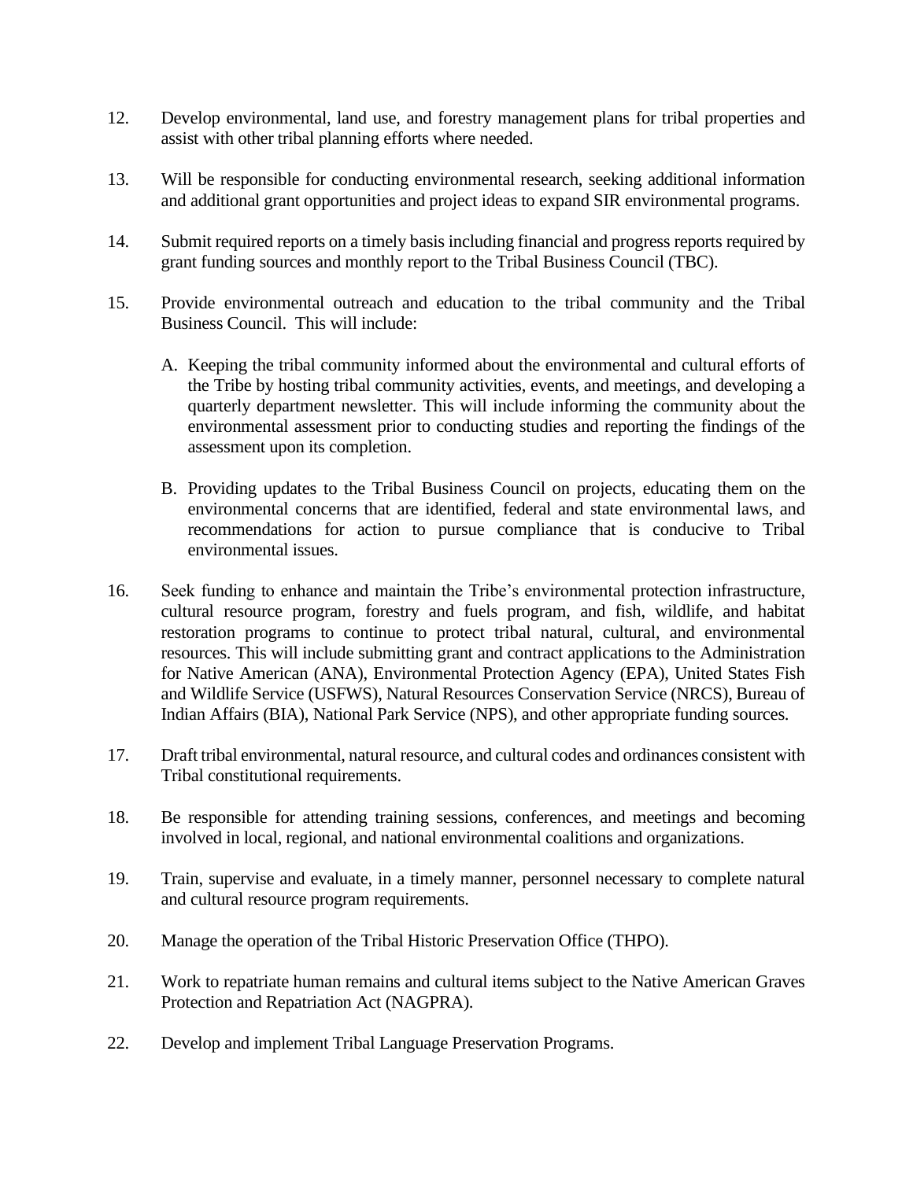12. Develop environmental, land use, and forestry management plans for tribal properties and assist with other tribal planning efforts where needed.

13. Will be responsible for conducting environmental research, seeking additional information and additional grant opportunities and project ideas to expand SIR environmental programs.

14. Submit required reports on a timely basis including financial and progress reports required by grant funding sources and monthly report to the Tribal Business Council (TBC).

15. Provide environmental outreach and education to the tribal community and the Tribal Business Council. This will include:

    A. Keeping the tribal community informed about the environmental and cultural efforts of the Tribe by hosting tribal community activities, events, and meetings, and developing a quarterly department newsletter. This will include informing the community about the environmental assessment prior to conducting studies and reporting the findings of the assessment upon its completion.

    B. Providing updates to the Tribal Business Council on projects, educating them on the environmental concerns that are identified, federal and state environmental laws, and recommendations for action to pursue compliance that is conducive to Tribal environmental issues.

16. Seek funding to enhance and maintain the Tribe's environmental protection infrastructure, cultural resource program, forestry and fuels program, and fish, wildlife, and habitat restoration programs to continue to protect tribal natural, cultural, and environmental resources. This will include submitting grant and contract applications to the Administration for Native American (ANA), Environmental Protection Agency (EPA), United States Fish and Wildlife Service (USFWS), Natural Resources Conservation Service (NRCS), Bureau of Indian Affairs (BIA), National Park Service (NPS), and other appropriate funding sources.

17. Draft tribal environmental, natural resource, and cultural codes and ordinances consistent with Tribal constitutional requirements.

18. Be responsible for attending training sessions, conferences, and meetings and becoming involved in local, regional, and national environmental coalitions and organizations.

19. Train, supervise and evaluate, in a timely manner, personnel necessary to complete natural and cultural resource program requirements.

20. Manage the operation of the Tribal Historic Preservation Office (THPO).

21. Work to repatriate human remains and cultural items subject to the Native American Graves Protection and Repatriation Act (NAGPRA).

22. Develop and implement Tribal Language Preservation Programs.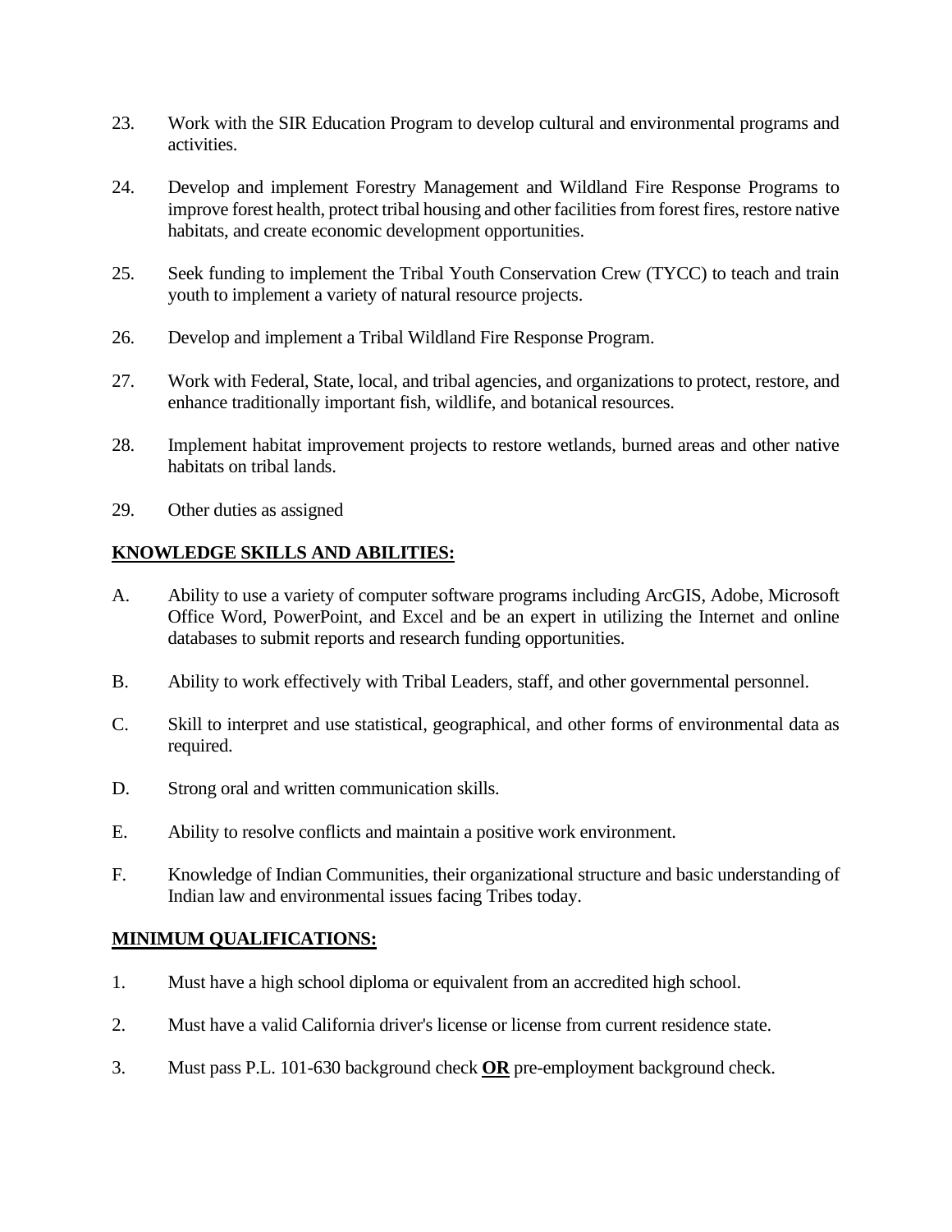23. Work with the SIR Education Program to develop cultural and environmental programs and activities.

24. Develop and implement Forestry Management and Wildland Fire Response Programs to improve forest health, protect tribal housing and other facilities from forest fires, restore native habitats, and create economic development opportunities.

25. Seek funding to implement the Tribal Youth Conservation Crew (TYCC) to teach and train youth to implement a variety of natural resource projects.

26. Develop and implement a Tribal Wildland Fire Response Program.

27. Work with Federal, State, local, and tribal agencies, and organizations to protect, restore, and enhance traditionally important fish, wildlife, and botanical resources.

28. Implement habitat improvement projects to restore wetlands, burned areas and other native habitats on tribal lands.

29. Other duties as assigned

## <u>KNOWLEDGE SKILLS AND ABILITIES:</u>

A. Ability to use a variety of computer software programs including ArcGIS, Adobe, Microsoft Office Word, PowerPoint, and Excel and be an expert in utilizing the Internet and online databases to submit reports and research funding opportunities.

B. Ability to work effectively with Tribal Leaders, staff, and other governmental personnel.

C. Skill to interpret and use statistical, geographical, and other forms of environmental data as required.

D. Strong oral and written communication skills.

E. Ability to resolve conflicts and maintain a positive work environment.

F. Knowledge of Indian Communities, their organizational structure and basic understanding of Indian law and environmental issues facing Tribes today.

## <u>MINIMUM QUALIFICATIONS:</u>

1. Must have a high school diploma or equivalent from an accredited high school.

2. Must have a valid California driver's license or license from current residence state.

3. Must pass P.L. 101-630 background check **<u>OR</u>** pre-employment background check.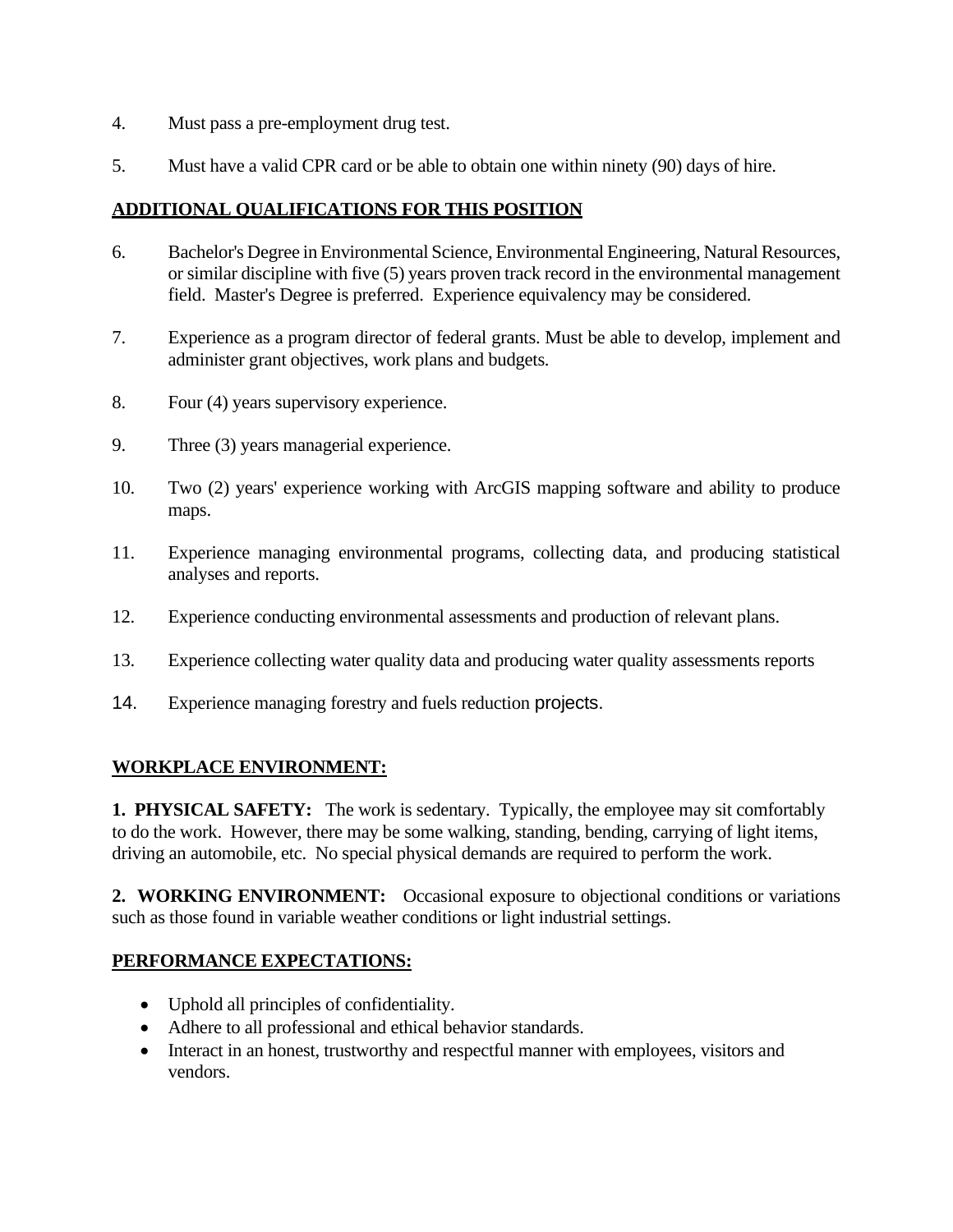4. Must pass a pre-employment drug test.

5. Must have a valid CPR card or be able to obtain one within ninety (90) days of hire.

## ADDITIONAL QUALIFICATIONS FOR THIS POSITION

6. Bachelor's Degree in Environmental Science, Environmental Engineering, Natural Resources, or similar discipline with five (5) years proven track record in the environmental management field. Master's Degree is preferred. Experience equivalency may be considered.

7. Experience as a program director of federal grants. Must be able to develop, implement and administer grant objectives, work plans and budgets.

8. Four (4) years supervisory experience.

9. Three (3) years managerial experience.

10. Two (2) years' experience working with ArcGIS mapping software and ability to produce maps.

11. Experience managing environmental programs, collecting data, and producing statistical analyses and reports.

12. Experience conducting environmental assessments and production of relevant plans.

13. Experience collecting water quality data and producing water quality assessments reports

14. Experience managing forestry and fuels reduction projects.

## WORKPLACE ENVIRONMENT:

**1. PHYSICAL SAFETY:** The work is sedentary. Typically, the employee may sit comfortably to do the work. However, there may be some walking, standing, bending, carrying of light items, driving an automobile, etc. No special physical demands are required to perform the work.

**2. WORKING ENVIRONMENT:** Occasional exposure to objectional conditions or variations such as those found in variable weather conditions or light industrial settings.

## PERFORMANCE EXPECTATIONS:

- Uphold all principles of confidentiality.
- Adhere to all professional and ethical behavior standards.
- Interact in an honest, trustworthy and respectful manner with employees, visitors and vendors.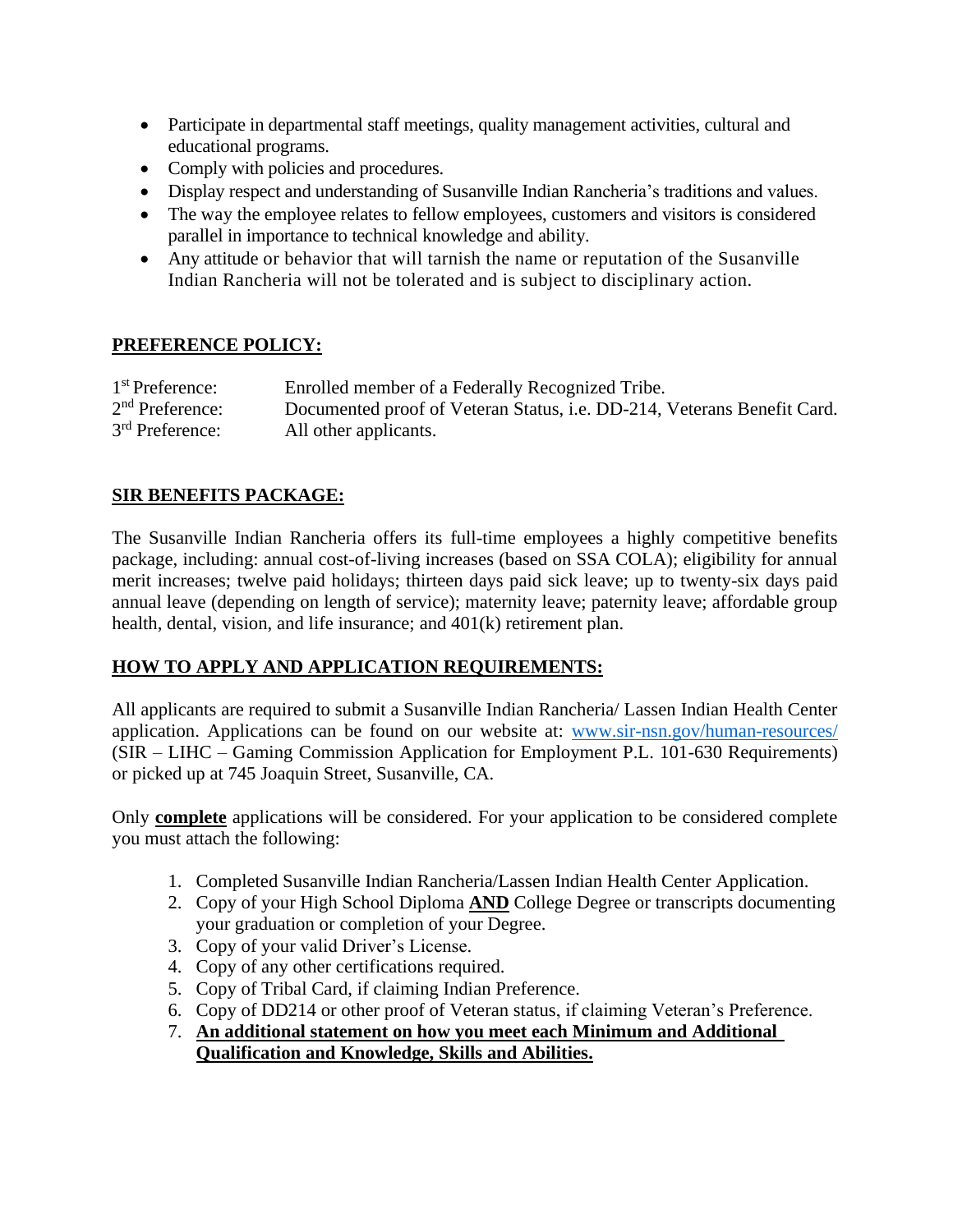- Participate in departmental staff meetings, quality management activities, cultural and educational programs.
- Comply with policies and procedures.
- Display respect and understanding of Susanville Indian Rancheria's traditions and values.
- The way the employee relates to fellow employees, customers and visitors is considered parallel in importance to technical knowledge and ability.
- Any attitude or behavior that will tarnish the name or reputation of the Susanville Indian Rancheria will not be tolerated and is subject to disciplinary action.

## PREFERENCE POLICY:

| | |
|---|---|
| 1st Preference: | Enrolled member of a Federally Recognized Tribe. |
| 2nd Preference: | Documented proof of Veteran Status, i.e. DD-214, Veterans Benefit Card. |
| 3rd Preference: | All other applicants. |

## SIR BENEFITS PACKAGE:

The Susanville Indian Rancheria offers its full-time employees a highly competitive benefits package, including: annual cost-of-living increases (based on SSA COLA); eligibility for annual merit increases; twelve paid holidays; thirteen days paid sick leave; up to twenty-six days paid annual leave (depending on length of service); maternity leave; paternity leave; affordable group health, dental, vision, and life insurance; and 401(k) retirement plan.

## HOW TO APPLY AND APPLICATION REQUIREMENTS:

All applicants are required to submit a Susanville Indian Rancheria/ Lassen Indian Health Center application. Applications can be found on our website at: www.sir-nsn.gov/human-resources/ (SIR – LIHC – Gaming Commission Application for Employment P.L. 101-630 Requirements) or picked up at 745 Joaquin Street, Susanville, CA.

Only **complete** applications will be considered. For your application to be considered complete you must attach the following:

1. Completed Susanville Indian Rancheria/Lassen Indian Health Center Application.
2. Copy of your High School Diploma **AND** College Degree or transcripts documenting your graduation or completion of your Degree.
3. Copy of your valid Driver's License.
4. Copy of any other certifications required.
5. Copy of Tribal Card, if claiming Indian Preference.
6. Copy of DD214 or other proof of Veteran status, if claiming Veteran's Preference.
7. **An additional statement on how you meet each Minimum and Additional Qualification and Knowledge, Skills and Abilities.**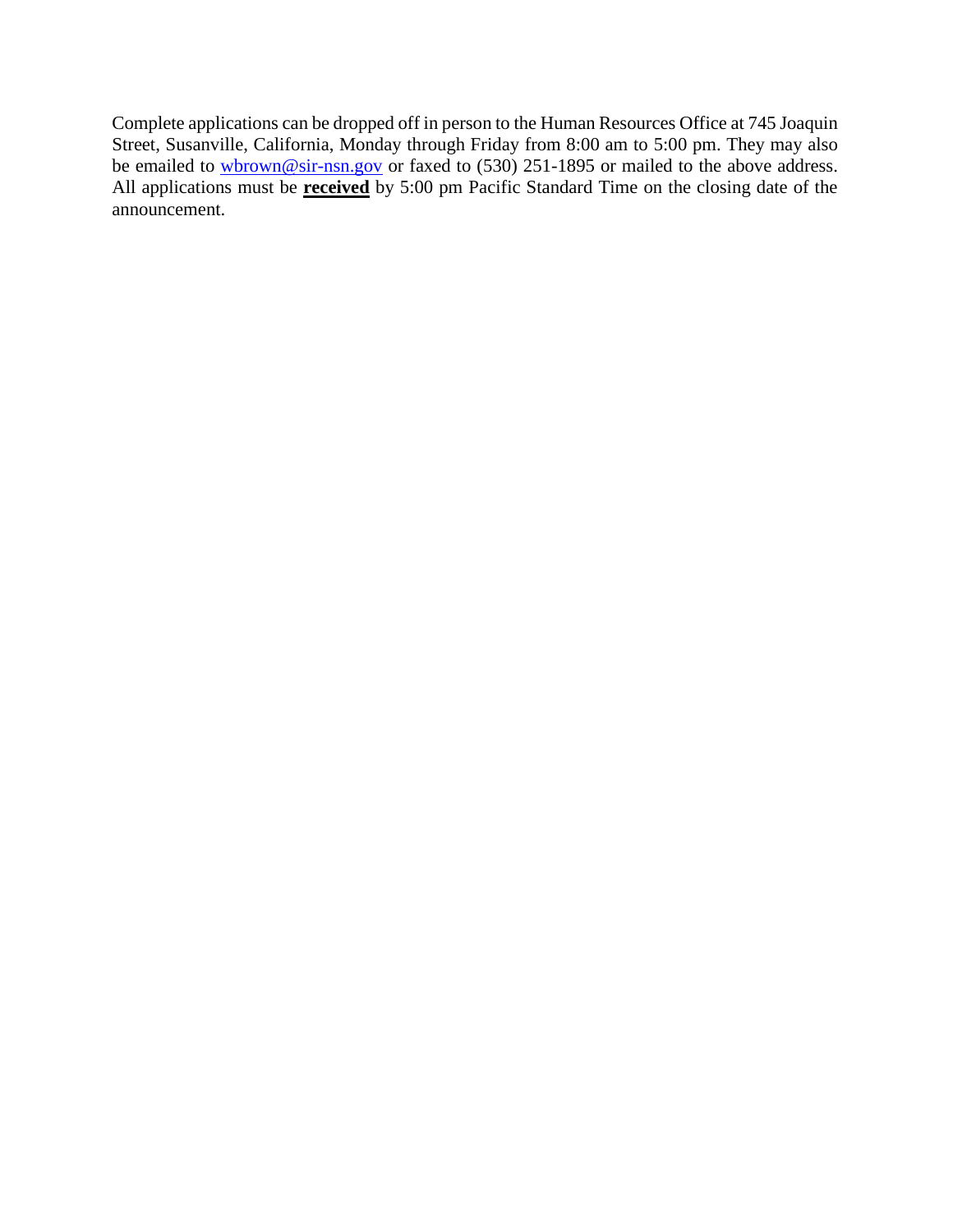Complete applications can be dropped off in person to the Human Resources Office at 745 Joaquin Street, Susanville, California, Monday through Friday from 8:00 am to 5:00 pm. They may also be emailed to wbrown@sir-nsn.gov or faxed to (530) 251-1895 or mailed to the above address. All applications must be **received** by 5:00 pm Pacific Standard Time on the closing date of the announcement.